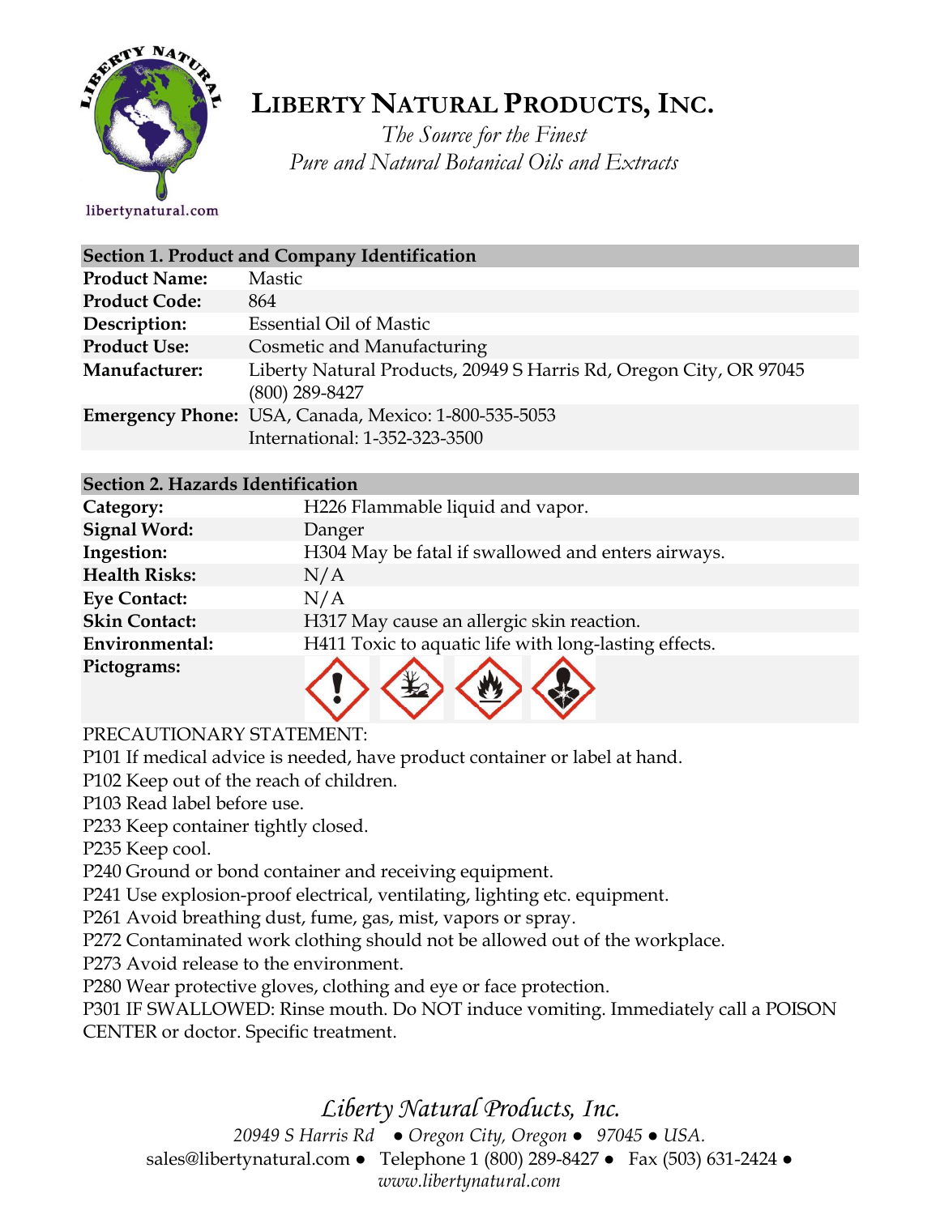# LIBERTY NATURAL PRODUCTS, INC.

*The Source for the Finest*
*Pure and Natural Botanical Oils and Extracts*

libertynatural.com

| Section 1. Product and Company Identification | |
|---|---|
| **Product Name:** | Mastic |
| **Product Code:** | 864 |
| **Description:** | Essential Oil of Mastic |
| **Product Use:** | Cosmetic and Manufacturing |
| **Manufacturer:** | Liberty Natural Products, 20949 S Harris Rd, Oregon City, OR 97045 (800) 289-8427 |
| **Emergency Phone:** | USA, Canada, Mexico: 1-800-535-5053 International: 1-352-323-3500 |

| Section 2. Hazards Identification | |
|---|---|
| **Category:** | H226 Flammable liquid and vapor. |
| **Signal Word:** | Danger |
| **Ingestion:** | H304 May be fatal if swallowed and enters airways. |
| **Health Risks:** | N/A |
| **Eye Contact:** | N/A |
| **Skin Contact:** | H317 May cause an allergic skin reaction. |
| **Environmental:** | H411 Toxic to aquatic life with long-lasting effects. |
| **Pictograms:** | |

PRECAUTIONARY STATEMENT:

P101 If medical advice is needed, have product container or label at hand.

P102 Keep out of the reach of children.

P103 Read label before use.

P233 Keep container tightly closed.

P235 Keep cool.

P240 Ground or bond container and receiving equipment.

P241 Use explosion-proof electrical, ventilating, lighting etc. equipment.

P261 Avoid breathing dust, fume, gas, mist, vapors or spray.

P272 Contaminated work clothing should not be allowed out of the workplace.

P273 Avoid release to the environment.

P280 Wear protective gloves, clothing and eye or face protection.

P301 IF SWALLOWED: Rinse mouth. Do NOT induce vomiting. Immediately call a POISON CENTER or doctor. Specific treatment.

*Liberty Natural Products, Inc.*
*20949 S Harris Rd ● Oregon City, Oregon ● 97045 ● USA.*
sales@libertynatural.com ● Telephone 1 (800) 289-8427 ● Fax (503) 631-2424 ●
*www.libertynatural.com*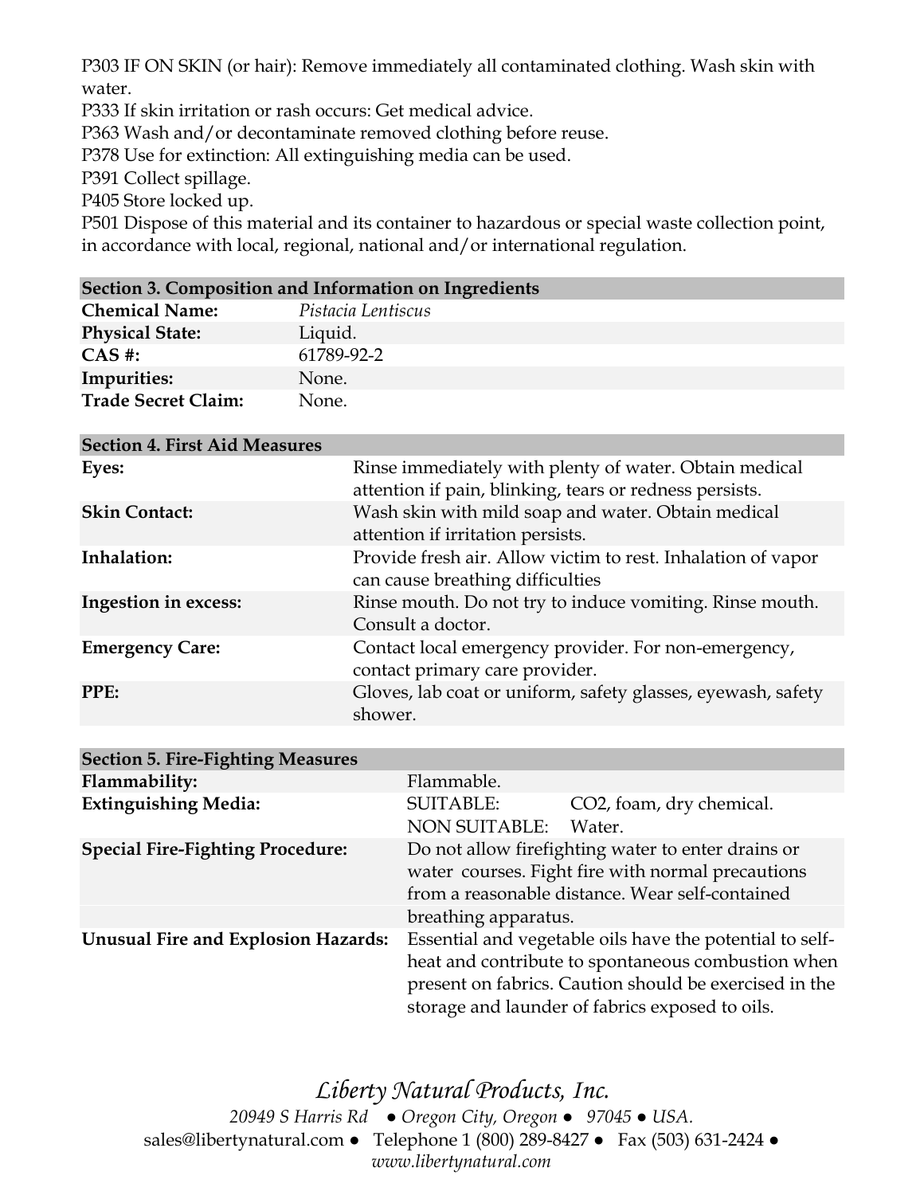P303 IF ON SKIN (or hair): Remove immediately all contaminated clothing. Wash skin with water.
P333 If skin irritation or rash occurs: Get medical advice.
P363 Wash and/or decontaminate removed clothing before reuse.
P378 Use for extinction: All extinguishing media can be used.
P391 Collect spillage.
P405 Store locked up.
P501 Dispose of this material and its container to hazardous or special waste collection point, in accordance with local, regional, national and/or international regulation.

| Section 3. Composition and Information on Ingredients | |
|---|---|
| **Chemical Name:** | *Pistacia Lentiscus* |
| **Physical State:** | Liquid. |
| **CAS #:** | 61789-92-2 |
| **Impurities:** | None. |
| **Trade Secret Claim:** | None. |

| Section 4. First Aid Measures | |
|---|---|
| **Eyes:** | Rinse immediately with plenty of water. Obtain medical attention if pain, blinking, tears or redness persists. |
| **Skin Contact:** | Wash skin with mild soap and water. Obtain medical attention if irritation persists. |
| **Inhalation:** | Provide fresh air. Allow victim to rest. Inhalation of vapor can cause breathing difficulties |
| **Ingestion in excess:** | Rinse mouth. Do not try to induce vomiting. Rinse mouth. Consult a doctor. |
| **Emergency Care:** | Contact local emergency provider. For non-emergency, contact primary care provider. |
| **PPE:** | Gloves, lab coat or uniform, safety glasses, eyewash, safety shower. |

| Section 5. Fire-Fighting Measures | | |
|---|---|---|
| **Flammability:** | Flammable. | |
| **Extinguishing Media:** | SUITABLE: | $CO_2$, foam, dry chemical. |
| | NON SUITABLE: | Water. |
| **Special Fire-Fighting Procedure:** | Do not allow firefighting water to enter drains or water courses. Fight fire with normal precautions from a reasonable distance. Wear self-contained breathing apparatus. | |
| **Unusual Fire and Explosion Hazards:** | Essential and vegetable oils have the potential to self-heat and contribute to spontaneous combustion when present on fabrics. Caution should be exercised in the storage and launder of fabrics exposed to oils. | |

*Liberty Natural Products, Inc.*
*20949 S Harris Rd ● Oregon City, Oregon ● 97045 ● USA.*
sales@libertynatural.com ● Telephone 1 (800) 289-8427 ● Fax (503) 631-2424 ●
*www.libertynatural.com*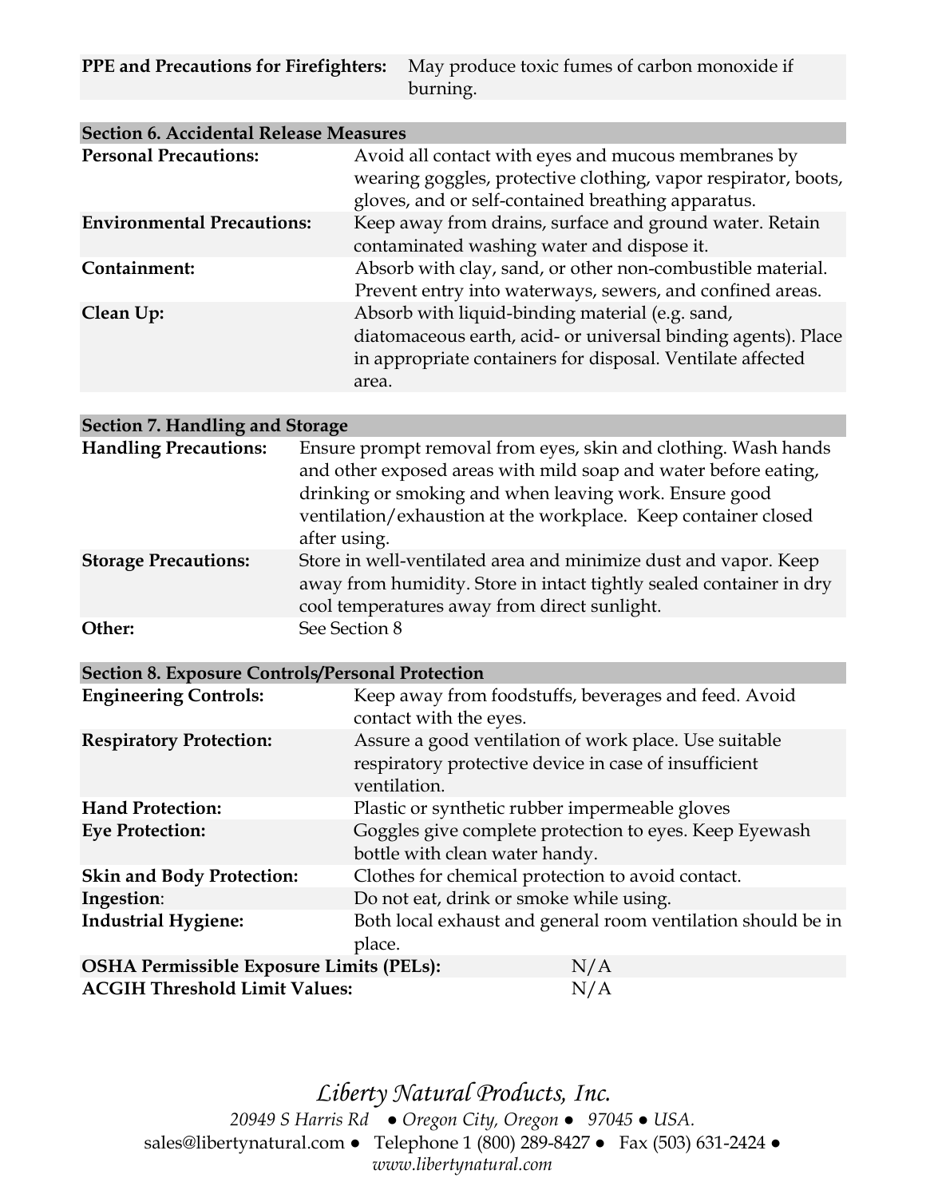| | |
|---|---|
| **PPE and Precautions for Firefighters:** | May produce toxic fumes of carbon monoxide if burning. |

| **Section 6. Accidental Release Measures** | |
|---|---|
| **Personal Precautions:** | Avoid all contact with eyes and mucous membranes by wearing goggles, protective clothing, vapor respirator, boots, gloves, and or self-contained breathing apparatus. |
| **Environmental Precautions:** | Keep away from drains, surface and ground water. Retain contaminated washing water and dispose it. |
| **Containment:** | Absorb with clay, sand, or other non-combustible material. Prevent entry into waterways, sewers, and confined areas. |
| **Clean Up:** | Absorb with liquid-binding material (e.g. sand, diatomaceous earth, acid- or universal binding agents). Place in appropriate containers for disposal. Ventilate affected area. |

| **Section 7. Handling and Storage** | |
|---|---|
| **Handling Precautions:** | Ensure prompt removal from eyes, skin and clothing. Wash hands and other exposed areas with mild soap and water before eating, drinking or smoking and when leaving work. Ensure good ventilation/exhaustion at the workplace. Keep container closed after using. |
| **Storage Precautions:** | Store in well-ventilated area and minimize dust and vapor. Keep away from humidity. Store in intact tightly sealed container in dry cool temperatures away from direct sunlight. |
| **Other:** | See Section 8 |

| **Section 8. Exposure Controls/Personal Protection** | |
|---|---|
| **Engineering Controls:** | Keep away from foodstuffs, beverages and feed. Avoid contact with the eyes. |
| **Respiratory Protection:** | Assure a good ventilation of work place. Use suitable respiratory protective device in case of insufficient ventilation. |
| **Hand Protection:** | Plastic or synthetic rubber impermeable gloves |
| **Eye Protection:** | Goggles give complete protection to eyes. Keep Eyewash bottle with clean water handy. |
| **Skin and Body Protection:** | Clothes for chemical protection to avoid contact. |
| **Ingestion:** | Do not eat, drink or smoke while using. |
| **Industrial Hygiene:** | Both local exhaust and general room ventilation should be in place. |
| **OSHA Permissible Exposure Limits (PELs):** | N/A |
| **ACGIH Threshold Limit Values:** | N/A |

*Liberty Natural Products, Inc.*

*20949 S Harris Rd ● Oregon City, Oregon ● 97045 ● USA.*

sales@libertynatural.com ● Telephone 1 (800) 289-8427 ● Fax (503) 631-2424 ●

*www.libertynatural.com*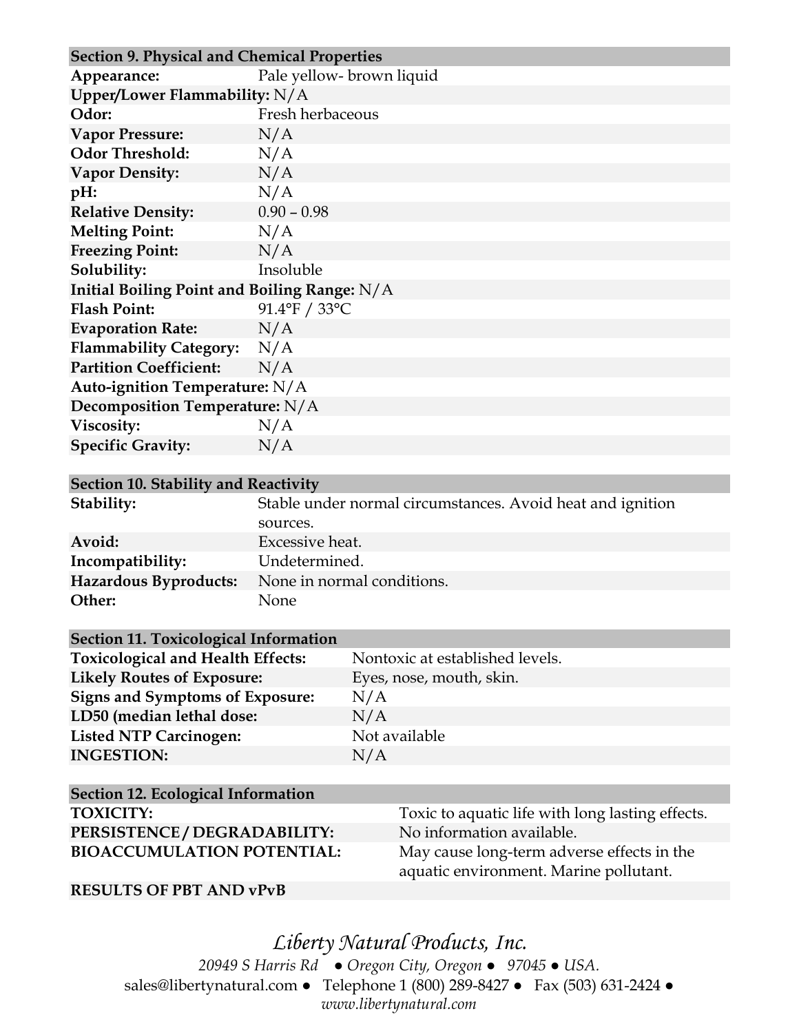## Section 9. Physical and Chemical Properties

| | |
|---|---|
| **Appearance:** | Pale yellow- brown liquid |
| **Upper/Lower Flammability:** | N/A |
| **Odor:** | Fresh herbaceous |
| **Vapor Pressure:** | N/A |
| **Odor Threshold:** | N/A |
| **Vapor Density:** | N/A |
| **pH:** | N/A |
| **Relative Density:** | 0.90 – 0.98 |
| **Melting Point:** | N/A |
| **Freezing Point:** | N/A |
| **Solubility:** | Insoluble |
| **Initial Boiling Point and Boiling Range:** | N/A |
| **Flash Point:** | 91.4°F / 33°C |
| **Evaporation Rate:** | N/A |
| **Flammability Category:** | N/A |
| **Partition Coefficient:** | N/A |
| **Auto-ignition Temperature:** | N/A |
| **Decomposition Temperature:** | N/A |
| **Viscosity:** | N/A |
| **Specific Gravity:** | N/A |

## Section 10. Stability and Reactivity

| | |
|---|---|
| **Stability:** | Stable under normal circumstances. Avoid heat and ignition sources. |
| **Avoid:** | Excessive heat. |
| **Incompatibility:** | Undetermined. |
| **Hazardous Byproducts:** | None in normal conditions. |
| **Other:** | None |

## Section 11. Toxicological Information

| | |
|---|---|
| **Toxicological and Health Effects:** | Nontoxic at established levels. |
| **Likely Routes of Exposure:** | Eyes, nose, mouth, skin. |
| **Signs and Symptoms of Exposure:** | N/A |
| **LD50 (median lethal dose:** | N/A |
| **Listed NTP Carcinogen:** | Not available |
| **INGESTION:** | N/A |

## Section 12. Ecological Information

| | |
|---|---|
| **TOXICITY:** | Toxic to aquatic life with long lasting effects. |
| **PERSISTENCE / DEGRADABILITY:** | No information available. |
| **BIOACCUMULATION POTENTIAL:** | May cause long-term adverse effects in the aquatic environment. Marine pollutant. |
| **RESULTS OF PBT AND vPvB** | |

*Liberty Natural Products, Inc.*

*20949 S Harris Rd ● Oregon City, Oregon ● 97045 ● USA.*

sales@libertynatural.com ● Telephone 1 (800) 289-8427 ● Fax (503) 631-2424 ●

*www.libertynatural.com*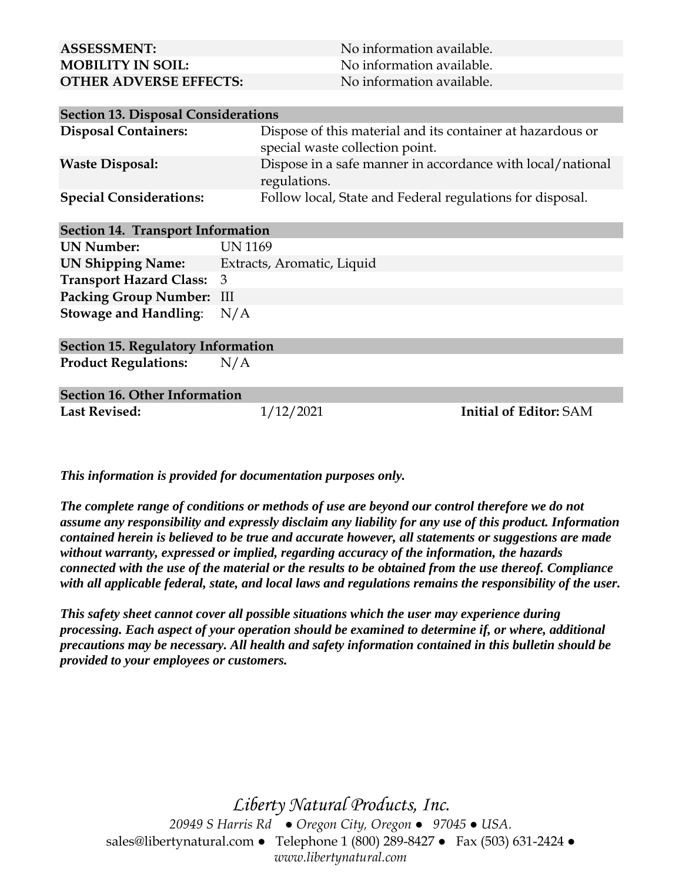| | |
|---|---|
| **ASSESSMENT:** | No information available. |
| **MOBILITY IN SOIL:** | No information available. |
| **OTHER ADVERSE EFFECTS:** | No information available. |

## Section 13. Disposal Considerations

| | |
|---|---|
| **Disposal Containers:** | Dispose of this material and its container at hazardous or special waste collection point. |
| **Waste Disposal:** | Dispose in a safe manner in accordance with local/national regulations. |
| **Special Considerations:** | Follow local, State and Federal regulations for disposal. |

## Section 14. Transport Information

| | |
|---|---|
| **UN Number:** | UN 1169 |
| **UN Shipping Name:** | Extracts, Aromatic, Liquid |
| **Transport Hazard Class:** | 3 |
| **Packing Group Number:** | III |
| **Stowage and Handling:** | N/A |

## Section 15. Regulatory Information

| | |
|---|---|
| **Product Regulations:** | N/A |

## Section 16. Other Information

| | | |
|---|---|---|
| **Last Revised:** | 1/12/2021 | **Initial of Editor:** SAM |

***This information is provided for documentation purposes only.***

***The complete range of conditions or methods of use are beyond our control therefore we do not assume any responsibility and expressly disclaim any liability for any use of this product. Information contained herein is believed to be true and accurate however, all statements or suggestions are made without warranty, expressed or implied, regarding accuracy of the information, the hazards connected with the use of the material or the results to be obtained from the use thereof. Compliance with all applicable federal, state, and local laws and regulations remains the responsibility of the user.***

***This safety sheet cannot cover all possible situations which the user may experience during processing. Each aspect of your operation should be examined to determine if, or where, additional precautions may be necessary. All health and safety information contained in this bulletin should be provided to your employees or customers.***

*Liberty Natural Products, Inc.*
*20949 S Harris Rd ● Oregon City, Oregon ● 97045 ● USA.*
sales@libertynatural.com ● Telephone 1 (800) 289-8427 ● Fax (503) 631-2424 ●
*www.libertynatural.com*